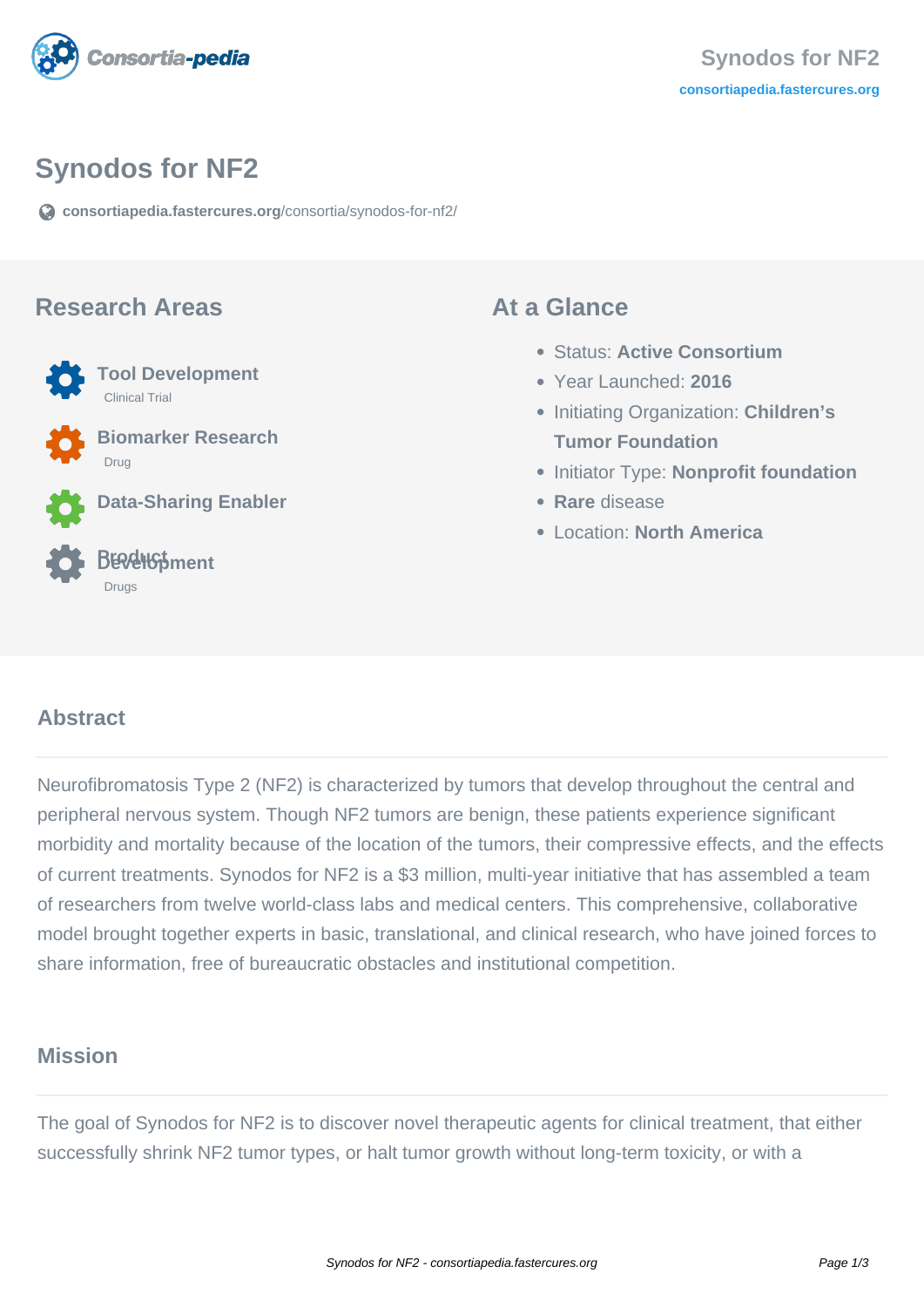# Synodos for NF2

consortiapedia.fastercures.org/consortia/synodos-for-nf2/

## Research Areas

**Tool Development**
Clinical Trial

**Biomarker Research**
Drug

**Data-Sharing Enabler**

**Product Development**
Drugs

## At a Glance

- Status: **Active Consortium**
- Year Launched: **2016**
- Initiating Organization: **Children's Tumor Foundation**
- Initiator Type: **Nonprofit foundation**
- **Rare** disease
- Location: **North America**

## Abstract

Neurofibromatosis Type 2 (NF2) is characterized by tumors that develop throughout the central and peripheral nervous system. Though NF2 tumors are benign, these patients experience significant morbidity and mortality because of the location of the tumors, their compressive effects, and the effects of current treatments. Synodos for NF2 is a $3 million, multi-year initiative that has assembled a team of researchers from twelve world-class labs and medical centers. This comprehensive, collaborative model brought together experts in basic, translational, and clinical research, who have joined forces to share information, free of bureaucratic obstacles and institutional competition.

## Mission

The goal of Synodos for NF2 is to discover novel therapeutic agents for clinical treatment, that either successfully shrink NF2 tumor types, or halt tumor growth without long-term toxicity, or with a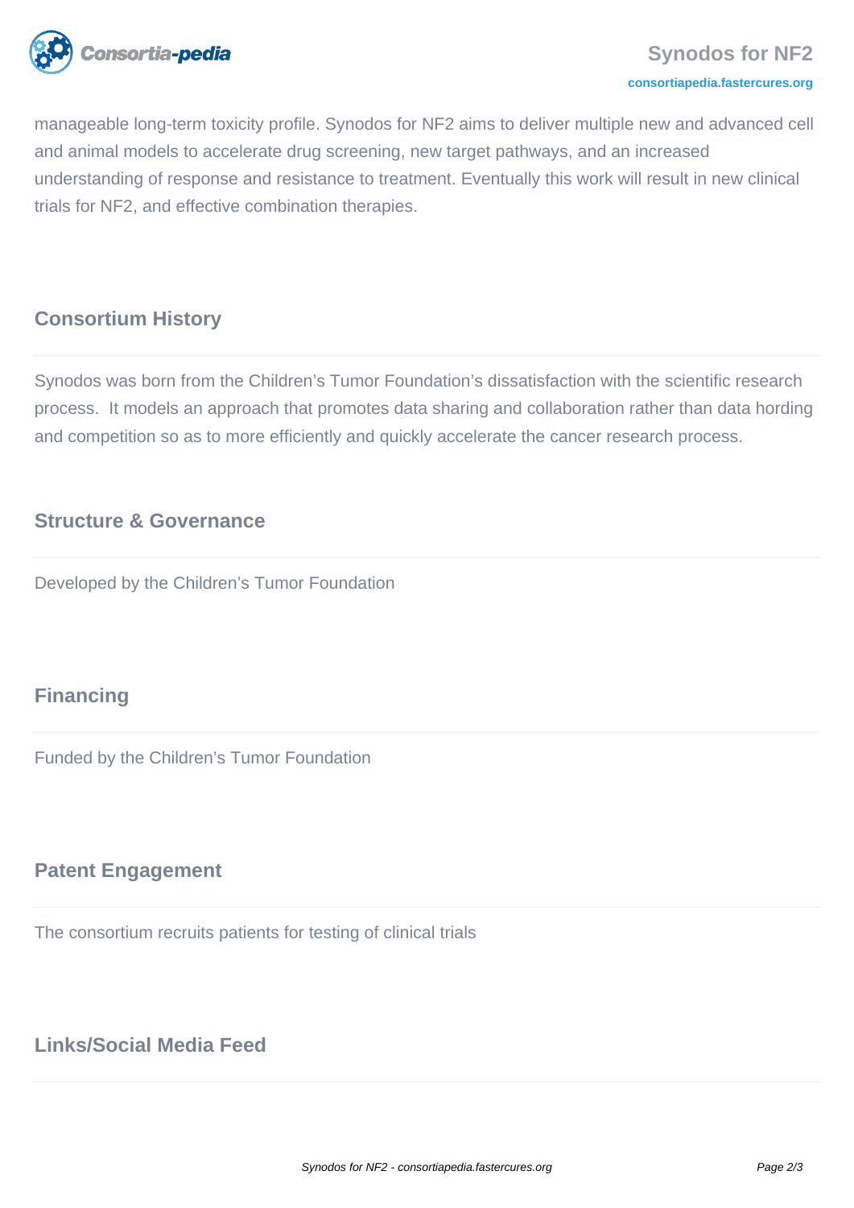manageable long-term toxicity profile. Synodos for NF2 aims to deliver multiple new and advanced cell and animal models to accelerate drug screening, new target pathways, and an increased understanding of response and resistance to treatment. Eventually this work will result in new clinical trials for NF2, and effective combination therapies.

## Consortium History

Synodos was born from the Children's Tumor Foundation's dissatisfaction with the scientific research process. It models an approach that promotes data sharing and collaboration rather than data hording and competition so as to more efficiently and quickly accelerate the cancer research process.

## Structure & Governance

Developed by the Children's Tumor Foundation

## Financing

Funded by the Children's Tumor Foundation

## Patent Engagement

The consortium recruits patients for testing of clinical trials

## Links/Social Media Feed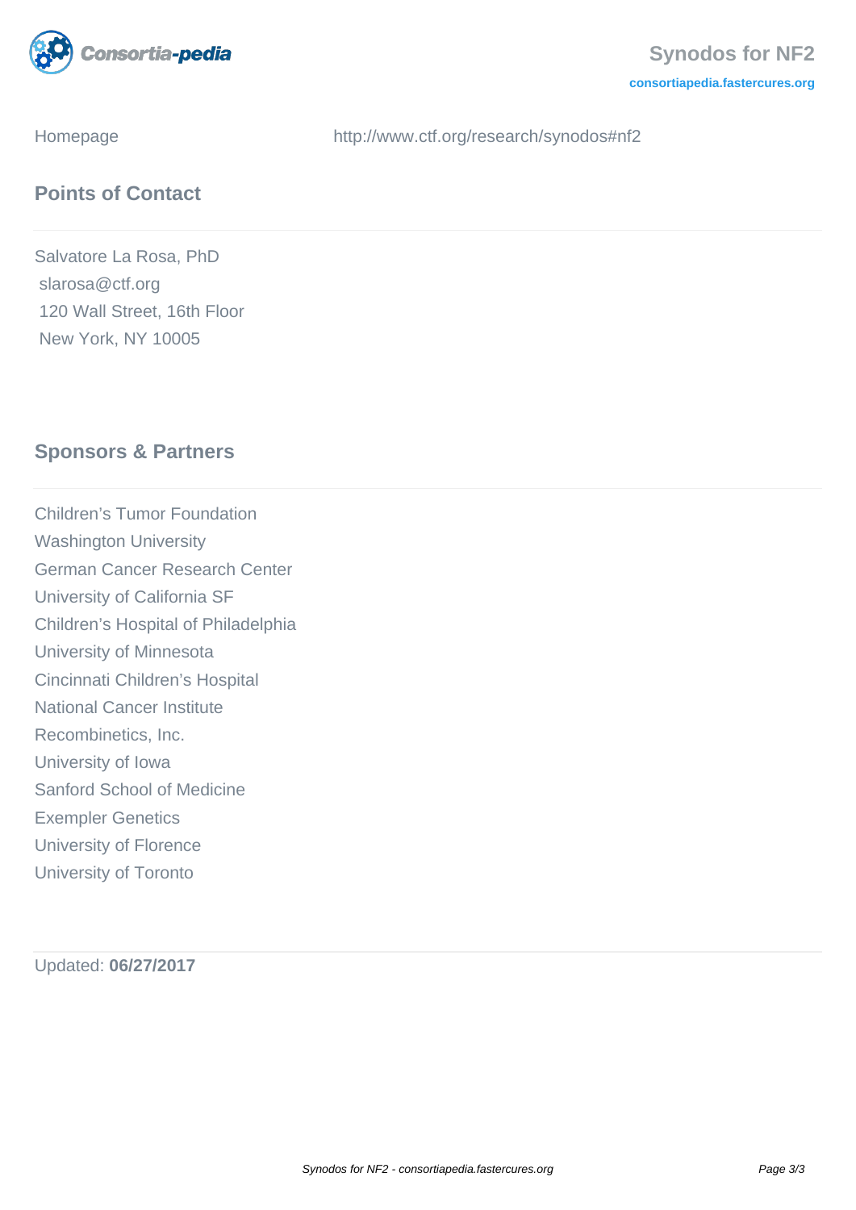Homepage http://www.ctf.org/research/synodos#nf2

## Points of Contact

Salvatore La Rosa, PhD
slarosa@ctf.org
120 Wall Street, 16th Floor
New York, NY 10005

## Sponsors & Partners

Children's Tumor Foundation
Washington University
German Cancer Research Center
University of California SF
Children's Hospital of Philadelphia
University of Minnesota
Cincinnati Children's Hospital
National Cancer Institute
Recombinetics, Inc.
University of Iowa
Sanford School of Medicine
Exempler Genetics
University of Florence
University of Toronto

Updated: **06/27/2017**